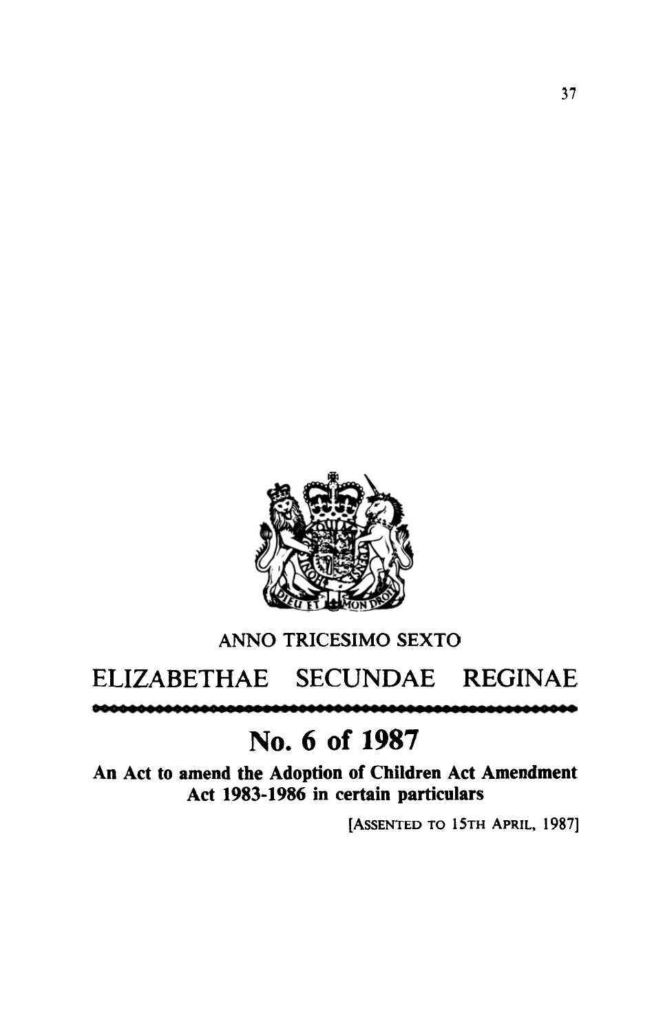ANNO TRICESIMO SEXTO

# ELIZABETHAE SECUNDAE REGINAE

## No. 6 of 1987

**An Act to amend the Adoption of Children Act Amendment Act 1983-1986 in certain particulars**

[ASSENTED TO 15TH APRIL, 1987]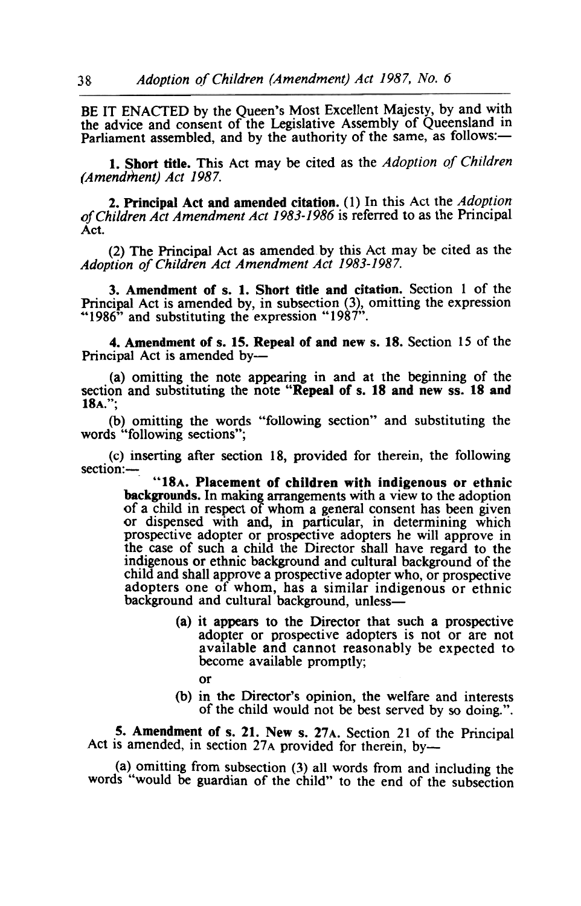BE IT ENACTED by the Queen's Most Excellent Majesty, by and with the advice and consent of the Legislative Assembly of Queensland in Parliament assembled, and by the authority of the same, as follows:—

**1. Short title.** This Act may be cited as the *Adoption of Children (Amendment) Act 1987.*

**2. Principal Act and amended citation.** (1) In this Act the *Adoption of Children Act Amendment Act 1983-1986* is referred to as the Principal Act.

(2) The Principal Act as amended by this Act may be cited as the *Adoption of Children Act Amendment Act 1983-1987.*

**3. Amendment of s. 1. Short title and citation.** Section 1 of the Principal Act is amended by, in subsection (3), omitting the expression "1986" and substituting the expression "1987".

**4. Amendment of s. 15. Repeal of and new s. 18.** Section 15 of the Principal Act is amended by—

(a) omitting the note appearing in and at the beginning of the section and substituting the note "**Repeal of s. 18 and new ss. 18 and 18A.**";

(b) omitting the words "following section" and substituting the words "following sections";

(c) inserting after section 18, provided for therein, the following section:—

> "**18A. Placement of children with indigenous or ethnic backgrounds.** In making arrangements with a view to the adoption of a child in respect of whom a general consent has been given or dispensed with and, in particular, in determining which prospective adopter or prospective adopters he will approve in the case of such a child the Director shall have regard to the indigenous or ethnic background and cultural background of the child and shall approve a prospective adopter who, or prospective adopters one of whom, has a similar indigenous or ethnic background and cultural background, unless—
>
> (a) it appears to the Director that such a prospective adopter or prospective adopters is not or are not available and cannot reasonably be expected to become available promptly;
>
> or
>
> (b) in the Director's opinion, the welfare and interests of the child would not be best served by so doing.".

**5. Amendment of s. 21. New s. 27A.** Section 21 of the Principal Act is amended, in section 27A provided for therein, by—

(a) omitting from subsection (3) all words from and including the words "would be guardian of the child" to the end of the subsection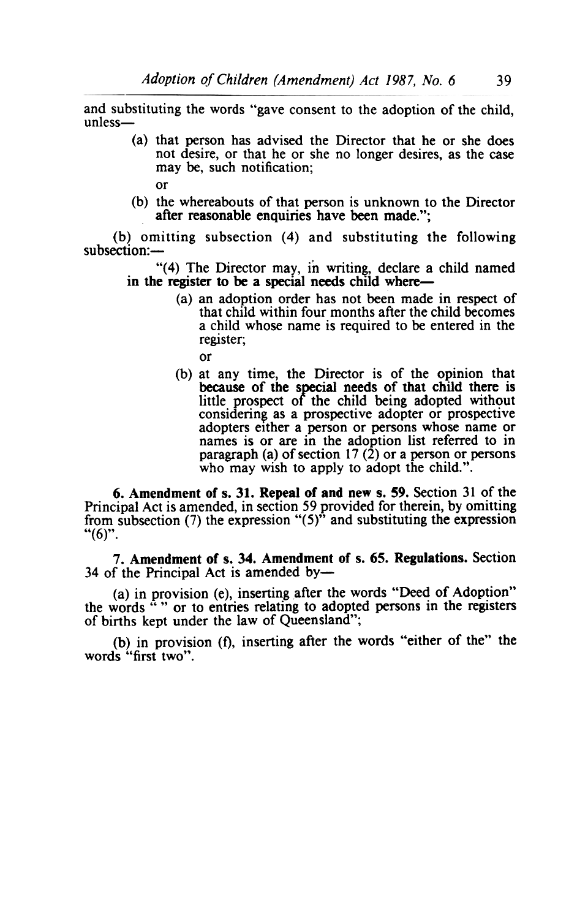and substituting the words "gave consent to the adoption of the child, unless—

(a) that person has advised the Director that he or she does not desire, or that he or she no longer desires, as the case may be, such notification;

or

(b) the whereabouts of that person is unknown to the Director after reasonable enquiries have been made.";

(b) omitting subsection (4) and substituting the following subsection:—

"(4) The Director may, in writing, declare a child named in the register to be a special needs child where—

(a) an adoption order has not been made in respect of that child within four months after the child becomes a child whose name is required to be entered in the register;

or

(b) at any time, the Director is of the opinion that because of the special needs of that child there is little prospect of the child being adopted without considering as a prospective adopter or prospective adopters either a person or persons whose name or names is or are in the adoption list referred to in paragraph (a) of section 17 (2) or a person or persons who may wish to apply to adopt the child.".

**6. Amendment of s. 31. Repeal of and new s. 59.** Section 31 of the Principal Act is amended, in section 59 provided for therein, by omitting from subsection (7) the expression "(5)" and substituting the expression "(6)".

**7. Amendment of s. 34. Amendment of s. 65. Regulations.** Section 34 of the Principal Act is amended by—

(a) in provision (e), inserting after the words "Deed of Adoption" the words " " or to entries relating to adopted persons in the registers of births kept under the law of Queensland";

(b) in provision (f), inserting after the words "either of the" the words "first two".